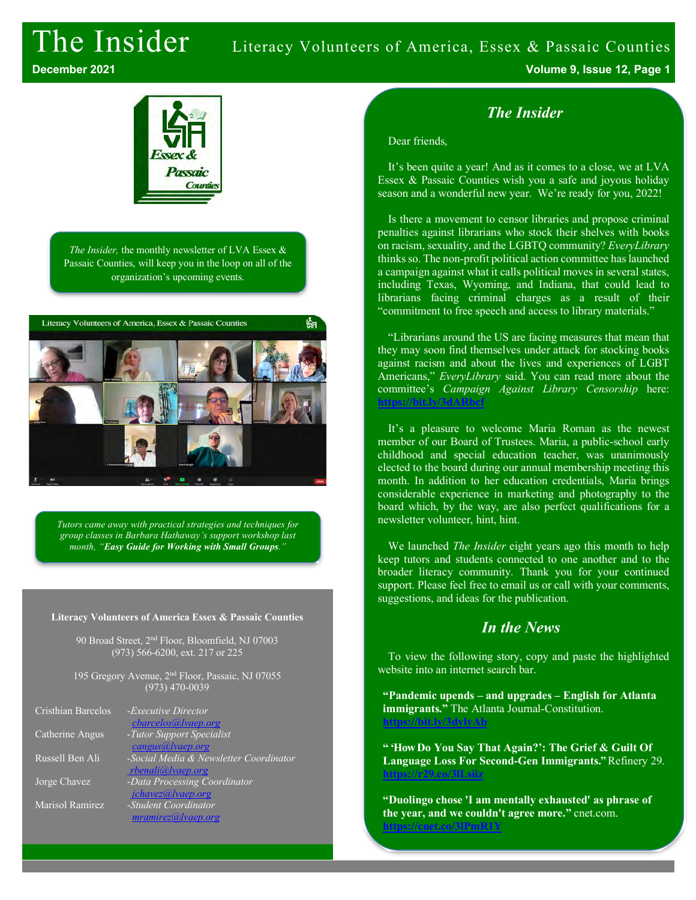# The Insider

Literacy Volunteers of America, Essex & Passaic Counties

December 2021

*The Insider,* the monthly newsletter of LVA Essex & Passaic Counties, will keep you in the loop on all of the organization's upcoming events.

*Tutors came away with practical strategies and techniques for group classes in Barbara Hathaway's support workshop last month, "**Easy Guide for Working with Small Groups**."*

**Literacy Volunteers of America Essex & Passaic Counties**

90 Broad Street, 2nd Floor, Bloomfield, NJ 07003
(973) 566-6200, ext. 217 or 225

195 Gregory Avenue, 2nd Floor, Passaic, NJ 07055
(973) 470-0039

| | |
|---|---|
| Cristhian Barcelos | *-Executive Director* cbarcelos@lvaep.org |
| Catherine Angus | *-Tutor Support Specialist* cangus@lvaep.org |
| Russell Ben Ali | *-Social Media & Newsletter Coordinator* rbenali@lvaep.org |
| Jorge Chavez | *-Data Processing Coordinator* jchavez@lvaep.org |
| Marisol Ramirez | *-Student Coordinator* mramirez@lvaep.org |

## *The Insider*

Dear friends,

It's been quite a year! And as it comes to a close, we at LVA Essex & Passaic Counties wish you a safe and joyous holiday season and a wonderful new year. We're ready for you, 2022!

Is there a movement to censor libraries and propose criminal penalties against librarians who stock their shelves with books on racism, sexuality, and the LGBTQ community? *EveryLibrary* thinks so. The non-profit political action committee has launched a campaign against what it calls political moves in several states, including Texas, Wyoming, and Indiana, that could lead to librarians facing criminal charges as a result of their "commitment to free speech and access to library materials."

"Librarians around the US are facing measures that mean that they may soon find themselves under attack for stocking books against racism and about the lives and experiences of LGBT Americans," *EveryLibrary* said. You can read more about the committee's *Campaign Against Library Censorship* here: https://bit.ly/3dARbcf

It's a pleasure to welcome Maria Roman as the newest member of our Board of Trustees. Maria, a public-school early childhood and special education teacher, was unanimously elected to the board during our annual membership meeting this month. In addition to her education credentials, Maria brings considerable experience in marketing and photography to the board which, by the way, are also perfect qualifications for a newsletter volunteer, hint, hint.

We launched *The Insider* eight years ago this month to help keep tutors and students connected to one another and to the broader literacy community. Thank you for your continued support. Please feel free to email us or call with your comments, suggestions, and ideas for the publication.

## *In the News*

To view the following story, copy and paste the highlighted website into an internet search bar.

**"Pandemic upends – and upgrades – English for Atlanta immigrants."** The Atlanta Journal-Constitution. https://bit.ly/3dyIyAb

**" 'How Do You Say That Again?': The Grief & Guilt Of Language Loss For Second-Gen Immigrants."** Refinery 29. https://r29.co/3lLsiiz

**"Duolingo chose 'I am mentally exhausted' as phrase of the year, and we couldn't agree more."** cnet.com. https://cnet.co/3lPmR1Y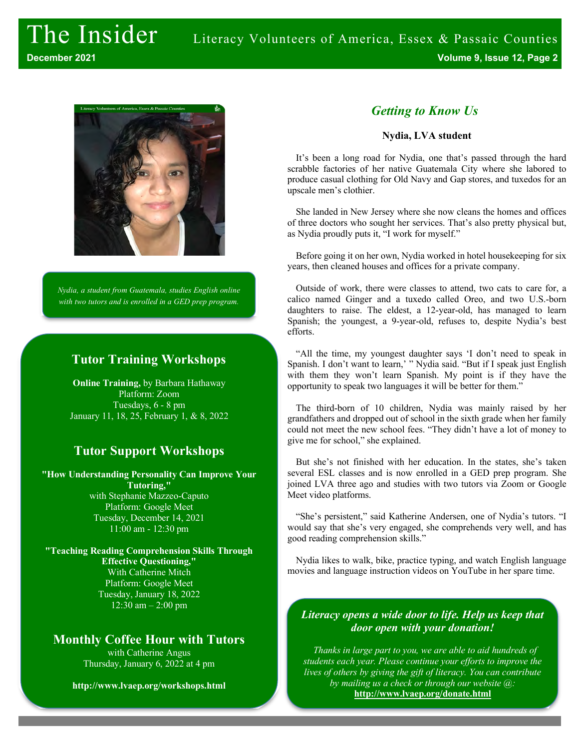## Getting to Know Us

**Nydia, LVA student**

It's been a long road for Nydia, one that's passed through the hard scrabble factories of her native Guatemala City where she labored to produce casual clothing for Old Navy and Gap stores, and tuxedos for an upscale men's clothier.

She landed in New Jersey where she now cleans the homes and offices of three doctors who sought her services. That's also pretty physical but, as Nydia proudly puts it, "I work for myself."

Before going it on her own, Nydia worked in hotel housekeeping for six years, then cleaned houses and offices for a private company.

Outside of work, there were classes to attend, two cats to care for, a calico named Ginger and a tuxedo called Oreo, and two U.S.-born daughters to raise. The eldest, a 12-year-old, has managed to learn Spanish; the youngest, a 9-year-old, refuses to, despite Nydia's best efforts.

"All the time, my youngest daughter says 'I don't need to speak in Spanish. I don't want to learn,' " Nydia said. "But if I speak just English with them they won't learn Spanish. My point is if they have the opportunity to speak two languages it will be better for them."

The third-born of 10 children, Nydia was mainly raised by her grandfathers and dropped out of school in the sixth grade when her family could not meet the new school fees. "They didn't have a lot of money to give me for school," she explained.

But she's not finished with her education. In the states, she's taken several ESL classes and is now enrolled in a GED prep program. She joined LVA three ago and studies with two tutors via Zoom or Google Meet video platforms.

"She's persistent," said Katherine Andersen, one of Nydia's tutors. "I would say that she's very engaged, she comprehends very well, and has good reading comprehension skills."

Nydia likes to walk, bike, practice typing, and watch English language movies and language instruction videos on YouTube in her spare time.

*Nydia, a student from Guatemala, studies English online with two tutors and is enrolled in a GED prep program.*

## Tutor Training Workshops

**Online Training,** by Barbara Hathaway
Platform: Zoom
Tuesdays, 6 - 8 pm
January 11, 18, 25, February 1, & 8, 2022

## Tutor Support Workshops

**"How Understanding Personality Can Improve Your Tutoring,"**
with Stephanie Mazzeo-Caputo
Platform: Google Meet
Tuesday, December 14, 2021
11:00 am - 12:30 pm

**"Teaching Reading Comprehension Skills Through Effective Questioning,"**
With Catherine Mitch
Platform: Google Meet
Tuesday, January 18, 2022
12:30 am – 2:00 pm

## Monthly Coffee Hour with Tutors

with Catherine Angus
Thursday, January 6, 2022 at 4 pm

**http://www.lvaep.org/workshops.html**

***Literacy opens a wide door to life. Help us keep that door open with your donation!***

*Thanks in large part to you, we are able to aid hundreds of students each year. Please continue your efforts to improve the lives of others by giving the gift of literacy. You can contribute by mailing us a check or through our website @:*
**http://www.lvaep.org/donate.html**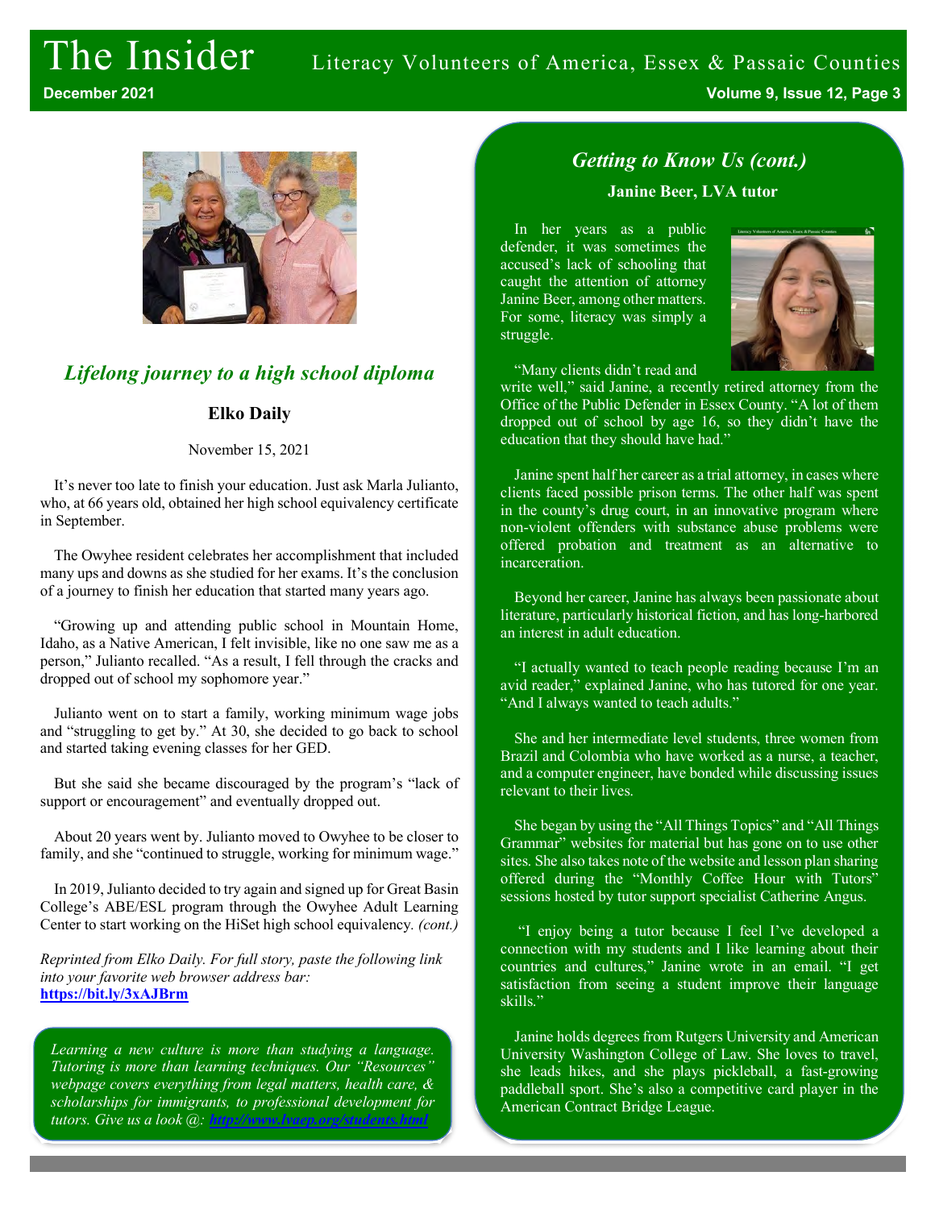## *Lifelong journey to a high school diploma*

**Elko Daily**

November 15, 2021

It's never too late to finish your education. Just ask Marla Julianto, who, at 66 years old, obtained her high school equivalency certificate in September.

The Owyhee resident celebrates her accomplishment that included many ups and downs as she studied for her exams. It's the conclusion of a journey to finish her education that started many years ago.

"Growing up and attending public school in Mountain Home, Idaho, as a Native American, I felt invisible, like no one saw me as a person," Julianto recalled. "As a result, I fell through the cracks and dropped out of school my sophomore year."

Julianto went on to start a family, working minimum wage jobs and "struggling to get by." At 30, she decided to go back to school and started taking evening classes for her GED.

But she said she became discouraged by the program's "lack of support or encouragement" and eventually dropped out.

About 20 years went by. Julianto moved to Owyhee to be closer to family, and she "continued to struggle, working for minimum wage."

In 2019, Julianto decided to try again and signed up for Great Basin College's ABE/ESL program through the Owyhee Adult Learning Center to start working on the HiSet high school equivalency. *(cont.)*

*Reprinted from Elko Daily. For full story, paste the following link into your favorite web browser address bar:* **https://bit.ly/3xAJBrm**

*Learning a new culture is more than studying a language. Tutoring is more than learning techniques. Our "Resources" webpage covers everything from legal matters, health care, & scholarships for immigrants, to professional development for tutors. Give us a look @: http://www.lvaep.org/students.html*

## *Getting to Know Us (cont.)*

**Janine Beer, LVA tutor**

In her years as a public defender, it was sometimes the accused's lack of schooling that caught the attention of attorney Janine Beer, among other matters. For some, literacy was simply a struggle.

"Many clients didn't read and write well," said Janine, a recently retired attorney from the Office of the Public Defender in Essex County. "A lot of them dropped out of school by age 16, so they didn't have the education that they should have had."

Janine spent half her career as a trial attorney, in cases where clients faced possible prison terms. The other half was spent in the county's drug court, in an innovative program where non-violent offenders with substance abuse problems were offered probation and treatment as an alternative to incarceration.

Beyond her career, Janine has always been passionate about literature, particularly historical fiction, and has long-harbored an interest in adult education.

"I actually wanted to teach people reading because I'm an avid reader," explained Janine, who has tutored for one year. "And I always wanted to teach adults."

She and her intermediate level students, three women from Brazil and Colombia who have worked as a nurse, a teacher, and a computer engineer, have bonded while discussing issues relevant to their lives.

She began by using the "All Things Topics" and "All Things Grammar" websites for material but has gone on to use other sites. She also takes note of the website and lesson plan sharing offered during the "Monthly Coffee Hour with Tutors" sessions hosted by tutor support specialist Catherine Angus.

"I enjoy being a tutor because I feel I've developed a connection with my students and I like learning about their countries and cultures," Janine wrote in an email. "I get satisfaction from seeing a student improve their language skills."

Janine holds degrees from Rutgers University and American University Washington College of Law. She loves to travel, she leads hikes, and she plays pickleball, a fast-growing paddleball sport. She's also a competitive card player in the American Contract Bridge League.